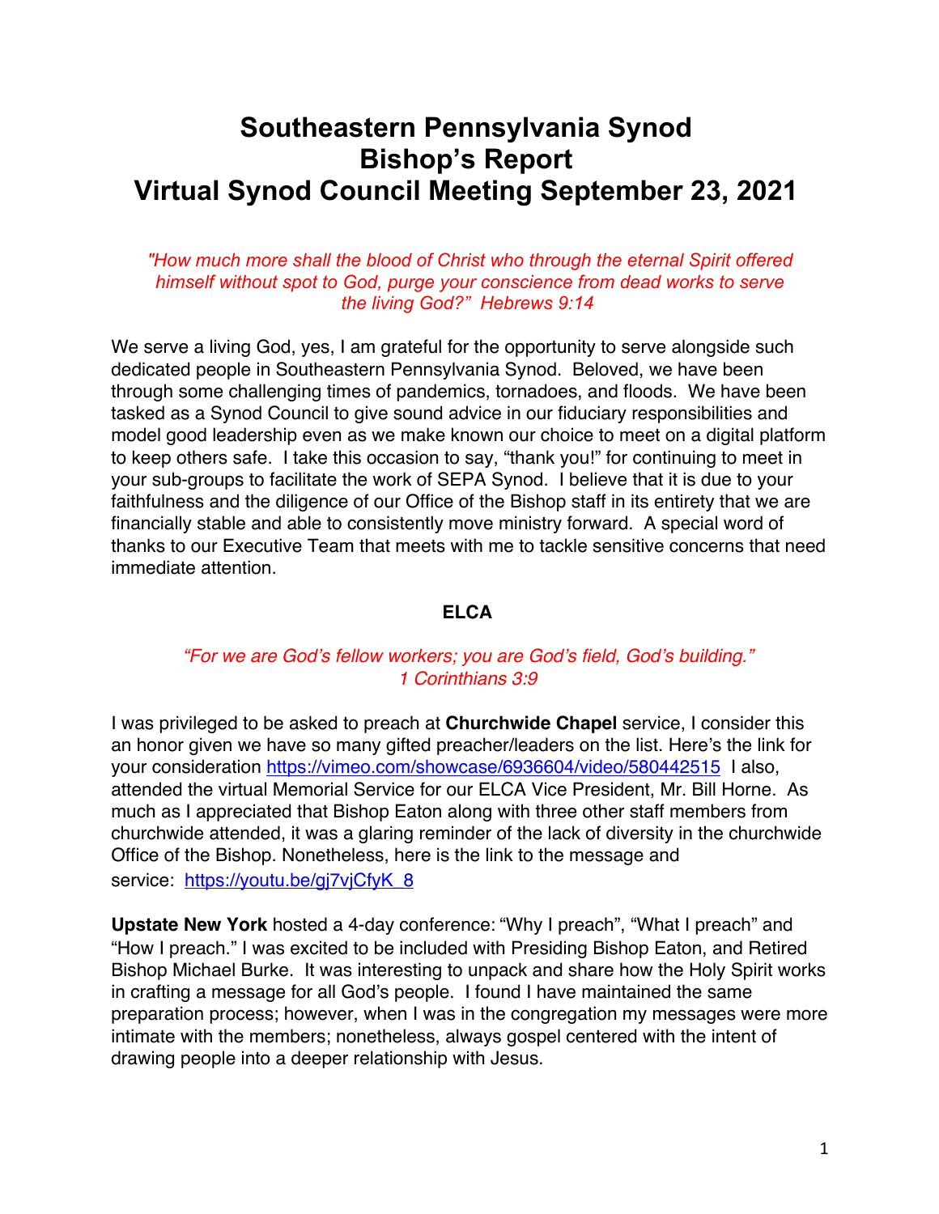# Southeastern Pennsylvania Synod
# Bishop's Report
# Virtual Synod Council Meeting September 23, 2021

*"How much more shall the blood of Christ who through the eternal Spirit offered himself without spot to God, purge your conscience from dead works to serve the living God?" Hebrews 9:14*

We serve a living God, yes, I am grateful for the opportunity to serve alongside such dedicated people in Southeastern Pennsylvania Synod. Beloved, we have been through some challenging times of pandemics, tornadoes, and floods. We have been tasked as a Synod Council to give sound advice in our fiduciary responsibilities and model good leadership even as we make known our choice to meet on a digital platform to keep others safe. I take this occasion to say, "thank you!" for continuing to meet in your sub-groups to facilitate the work of SEPA Synod. I believe that it is due to your faithfulness and the diligence of our Office of the Bishop staff in its entirety that we are financially stable and able to consistently move ministry forward. A special word of thanks to our Executive Team that meets with me to tackle sensitive concerns that need immediate attention.

## ELCA

*"For we are God's fellow workers; you are God's field, God's building." 1 Corinthians 3:9*

I was privileged to be asked to preach at **Churchwide Chapel** service, I consider this an honor given we have so many gifted preacher/leaders on the list. Here's the link for your consideration https://vimeo.com/showcase/6936604/video/580442515 I also, attended the virtual Memorial Service for our ELCA Vice President, Mr. Bill Horne. As much as I appreciated that Bishop Eaton along with three other staff members from churchwide attended, it was a glaring reminder of the lack of diversity in the churchwide Office of the Bishop. Nonetheless, here is the link to the message and service: https://youtu.be/gj7vjCfyK_8

**Upstate New York** hosted a 4-day conference: "Why I preach", "What I preach" and "How I preach." I was excited to be included with Presiding Bishop Eaton, and Retired Bishop Michael Burke. It was interesting to unpack and share how the Holy Spirit works in crafting a message for all God's people. I found I have maintained the same preparation process; however, when I was in the congregation my messages were more intimate with the members; nonetheless, always gospel centered with the intent of drawing people into a deeper relationship with Jesus.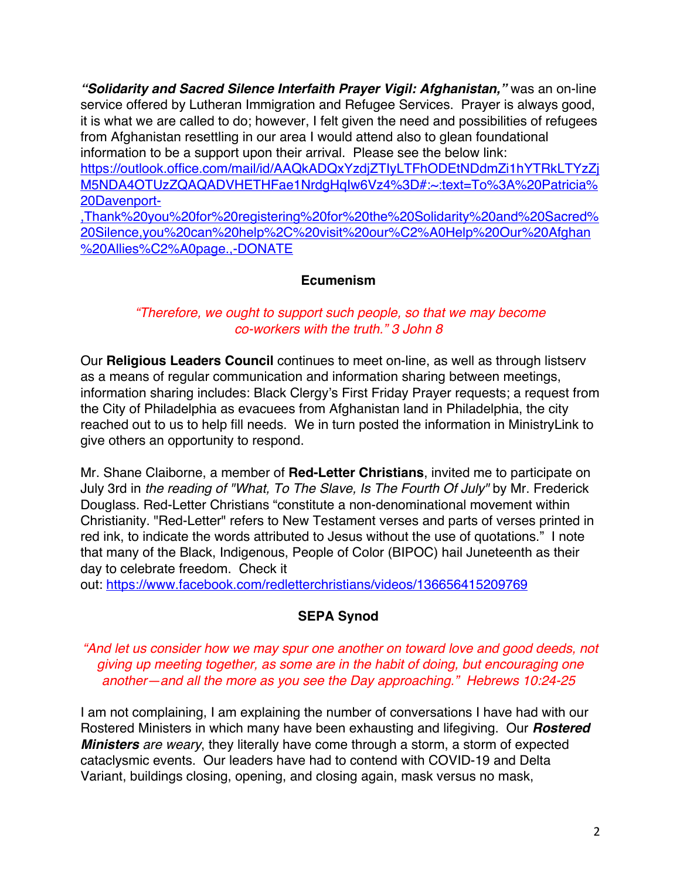***"Solidarity and Sacred Silence Interfaith Prayer Vigil: Afghanistan,"*** was an on-line service offered by Lutheran Immigration and Refugee Services. Prayer is always good, it is what we are called to do; however, I felt given the need and possibilities of refugees from Afghanistan resettling in our area I would attend also to glean foundational information to be a support upon their arrival. Please see the below link: [https://outlook.office.com/mail/id/AAQkADQxYzdjZTIyLTFhODEtNDdmZi1hYTRkLTYzZjM5NDA4OTUzZQAQADVHETHFae1NrdgHqIw6Vz4%3D#:~:text=To%3A%20Patricia%20Davenport-,Thank%20you%20for%20registering%20for%20the%20Solidarity%20and%20Sacred%20Silence,you%20can%20help%2C%20visit%20our%C2%A0Help%20Our%20Afghan%20Allies%C2%A0page.,-DONATE](https://outlook.office.com/mail/id/AAQkADQxYzdjZTIyLTFhODEtNDdmZi1hYTRkLTYzZjM5NDA4OTUzZQAQADVHETHFae1NrdgHqIw6Vz4%3D#:~:text=To%3A%20Patricia%20Davenport-,Thank%20you%20for%20registering%20for%20the%20Solidarity%20and%20Sacred%20Silence,you%20can%20help%2C%20visit%20our%C2%A0Help%20Our%20Afghan%20Allies%C2%A0page.,-DONATE)

## Ecumenism

*"Therefore, we ought to support such people, so that we may become co-workers with the truth." 3 John 8*

Our **Religious Leaders Council** continues to meet on-line, as well as through listserv as a means of regular communication and information sharing between meetings, information sharing includes: Black Clergy's First Friday Prayer requests; a request from the City of Philadelphia as evacuees from Afghanistan land in Philadelphia, the city reached out to us to help fill needs. We in turn posted the information in MinistryLink to give others an opportunity to respond.

Mr. Shane Claiborne, a member of **Red-Letter Christians**, invited me to participate on July 3rd in *the reading of "What, To The Slave, Is The Fourth Of July"* by Mr. Frederick Douglass. Red-Letter Christians "constitute a non-denominational movement within Christianity. "Red-Letter" refers to New Testament verses and parts of verses printed in red ink, to indicate the words attributed to Jesus without the use of quotations." I note that many of the Black, Indigenous, People of Color (BIPOC) hail Juneteenth as their day to celebrate freedom. Check it out: [https://www.facebook.com/redletterchristians/videos/136656415209769](https://www.facebook.com/redletterchristians/videos/136656415209769)

## SEPA Synod

*"And let us consider how we may spur one another on toward love and good deeds, not giving up meeting together, as some are in the habit of doing, but encouraging one another—and all the more as you see the Day approaching." Hebrews 10:24-25*

I am not complaining, I am explaining the number of conversations I have had with our Rostered Ministers in which many have been exhausting and lifegiving. Our ***Rostered Ministers*** *are weary*, they literally have come through a storm, a storm of expected cataclysmic events. Our leaders have had to contend with COVID-19 and Delta Variant, buildings closing, opening, and closing again, mask versus no mask,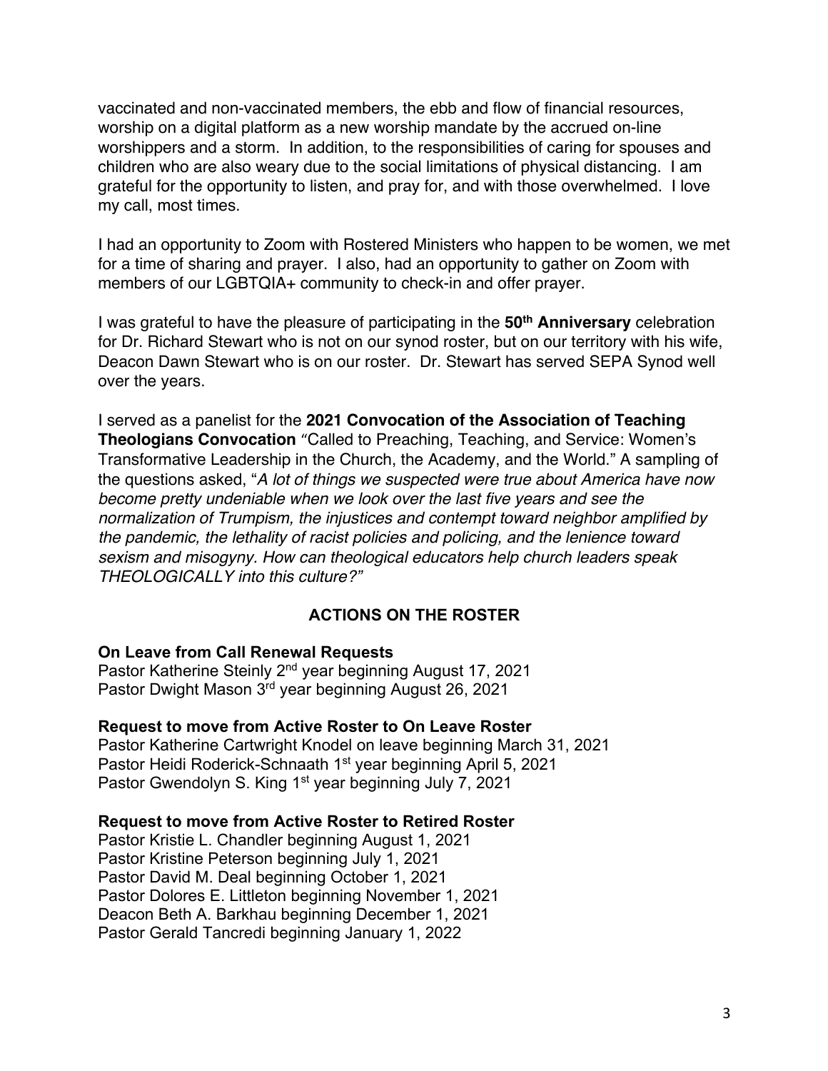vaccinated and non-vaccinated members, the ebb and flow of financial resources, worship on a digital platform as a new worship mandate by the accrued on-line worshippers and a storm. In addition, to the responsibilities of caring for spouses and children who are also weary due to the social limitations of physical distancing. I am grateful for the opportunity to listen, and pray for, and with those overwhelmed. I love my call, most times.

I had an opportunity to Zoom with Rostered Ministers who happen to be women, we met for a time of sharing and prayer. I also, had an opportunity to gather on Zoom with members of our LGBTQIA+ community to check-in and offer prayer.

I was grateful to have the pleasure of participating in the **50th Anniversary** celebration for Dr. Richard Stewart who is not on our synod roster, but on our territory with his wife, Deacon Dawn Stewart who is on our roster. Dr. Stewart has served SEPA Synod well over the years.

I served as a panelist for the **2021 Convocation of the Association of Teaching Theologians Convocation** "Called to Preaching, Teaching, and Service: Women's Transformative Leadership in the Church, the Academy, and the World." A sampling of the questions asked, "*A lot of things we suspected were true about America have now become pretty undeniable when we look over the last five years and see the normalization of Trumpism, the injustices and contempt toward neighbor amplified by the pandemic, the lethality of racist policies and policing, and the lenience toward sexism and misogyny. How can theological educators help church leaders speak THEOLOGICALLY into this culture?"*

## ACTIONS ON THE ROSTER

**On Leave from Call Renewal Requests**
Pastor Katherine Steinly 2nd year beginning August 17, 2021
Pastor Dwight Mason 3rd year beginning August 26, 2021

**Request to move from Active Roster to On Leave Roster**
Pastor Katherine Cartwright Knodel on leave beginning March 31, 2021
Pastor Heidi Roderick-Schnaath 1st year beginning April 5, 2021
Pastor Gwendolyn S. King 1st year beginning July 7, 2021

**Request to move from Active Roster to Retired Roster**
Pastor Kristie L. Chandler beginning August 1, 2021
Pastor Kristine Peterson beginning July 1, 2021
Pastor David M. Deal beginning October 1, 2021
Pastor Dolores E. Littleton beginning November 1, 2021
Deacon Beth A. Barkhau beginning December 1, 2021
Pastor Gerald Tancredi beginning January 1, 2022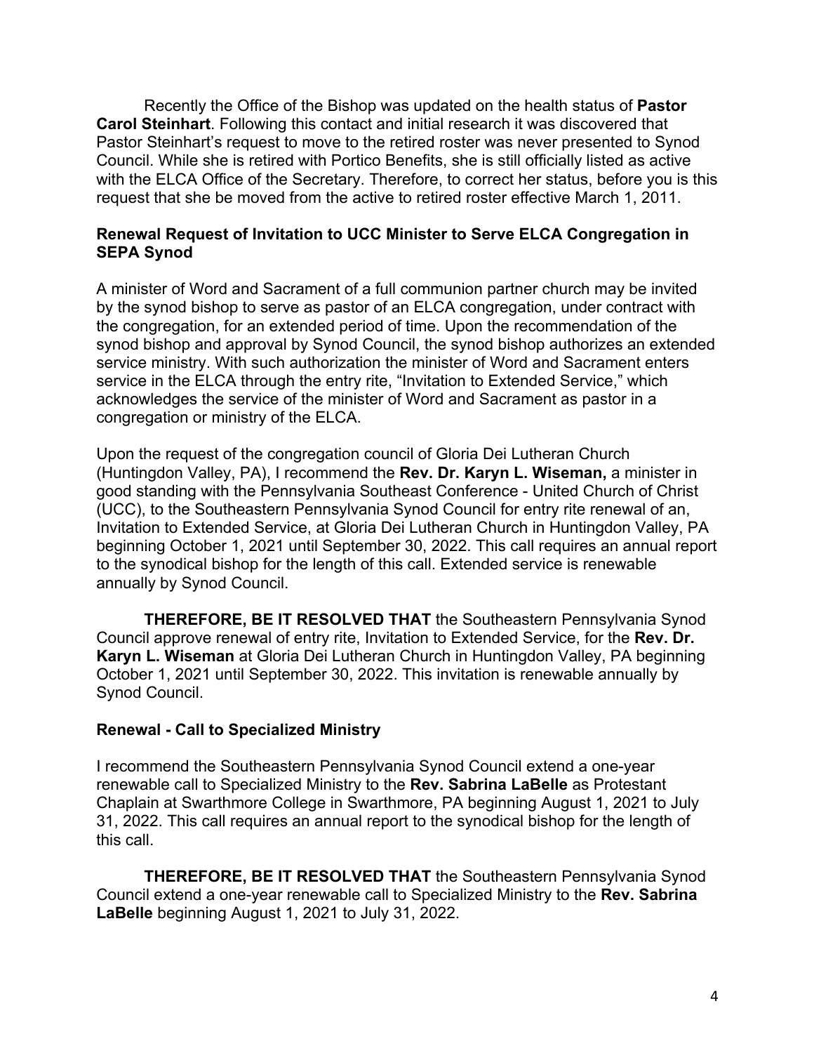Recently the Office of the Bishop was updated on the health status of **Pastor Carol Steinhart**. Following this contact and initial research it was discovered that Pastor Steinhart's request to move to the retired roster was never presented to Synod Council. While she is retired with Portico Benefits, she is still officially listed as active with the ELCA Office of the Secretary. Therefore, to correct her status, before you is this request that she be moved from the active to retired roster effective March 1, 2011.

### Renewal Request of Invitation to UCC Minister to Serve ELCA Congregation in SEPA Synod

A minister of Word and Sacrament of a full communion partner church may be invited by the synod bishop to serve as pastor of an ELCA congregation, under contract with the congregation, for an extended period of time. Upon the recommendation of the synod bishop and approval by Synod Council, the synod bishop authorizes an extended service ministry. With such authorization the minister of Word and Sacrament enters service in the ELCA through the entry rite, "Invitation to Extended Service," which acknowledges the service of the minister of Word and Sacrament as pastor in a congregation or ministry of the ELCA.

Upon the request of the congregation council of Gloria Dei Lutheran Church (Huntingdon Valley, PA), I recommend the **Rev. Dr. Karyn L. Wiseman,** a minister in good standing with the Pennsylvania Southeast Conference - United Church of Christ (UCC), to the Southeastern Pennsylvania Synod Council for entry rite renewal of an, Invitation to Extended Service, at Gloria Dei Lutheran Church in Huntingdon Valley, PA beginning October 1, 2021 until September 30, 2022. This call requires an annual report to the synodical bishop for the length of this call. Extended service is renewable annually by Synod Council.

**THEREFORE, BE IT RESOLVED THAT** the Southeastern Pennsylvania Synod Council approve renewal of entry rite, Invitation to Extended Service, for the **Rev. Dr. Karyn L. Wiseman** at Gloria Dei Lutheran Church in Huntingdon Valley, PA beginning October 1, 2021 until September 30, 2022. This invitation is renewable annually by Synod Council.

### Renewal - Call to Specialized Ministry

I recommend the Southeastern Pennsylvania Synod Council extend a one-year renewable call to Specialized Ministry to the **Rev. Sabrina LaBelle** as Protestant Chaplain at Swarthmore College in Swarthmore, PA beginning August 1, 2021 to July 31, 2022. This call requires an annual report to the synodical bishop for the length of this call.

**THEREFORE, BE IT RESOLVED THAT** the Southeastern Pennsylvania Synod Council extend a one-year renewable call to Specialized Ministry to the **Rev. Sabrina LaBelle** beginning August 1, 2021 to July 31, 2022.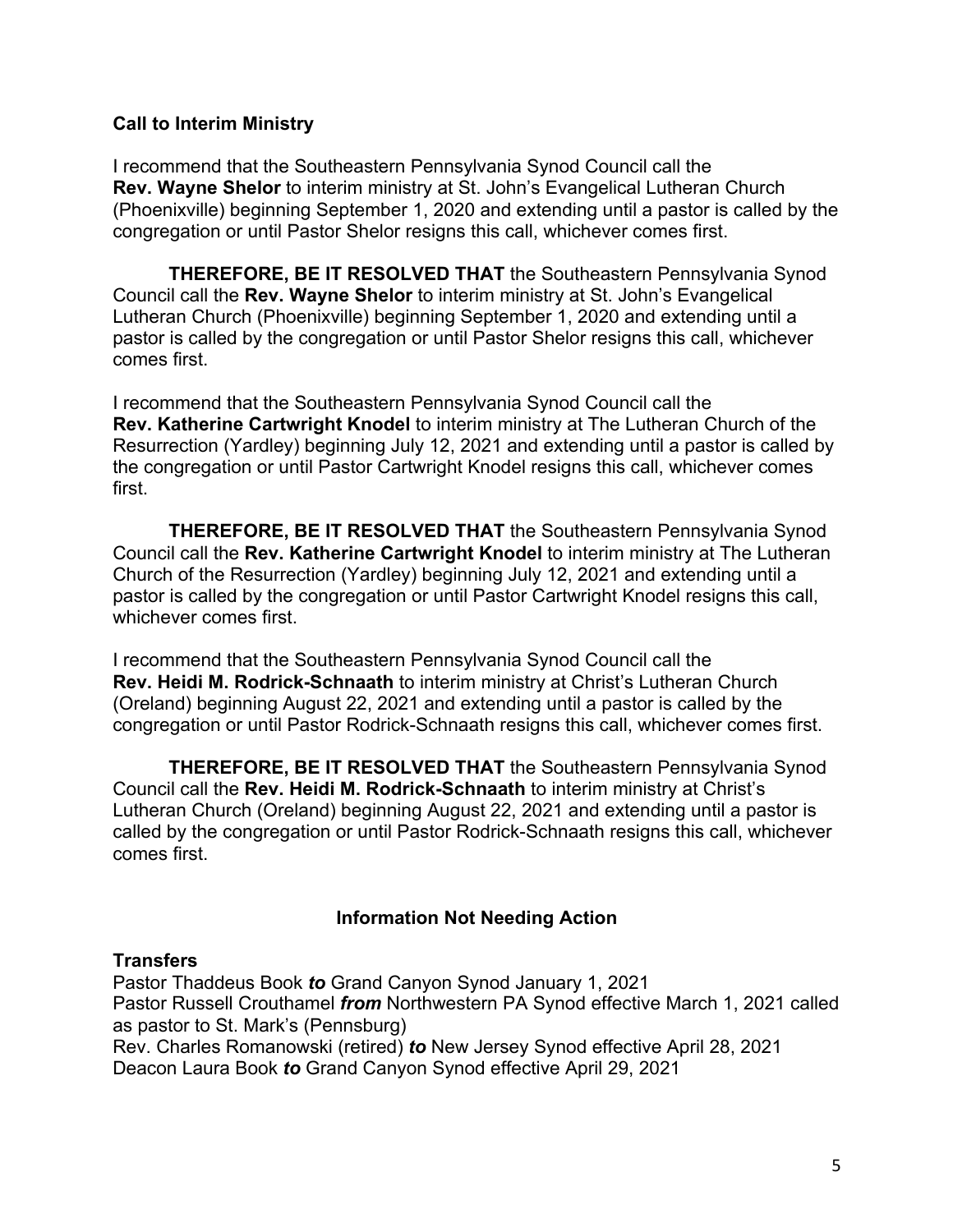### Call to Interim Ministry

I recommend that the Southeastern Pennsylvania Synod Council call the **Rev. Wayne Shelor** to interim ministry at St. John's Evangelical Lutheran Church (Phoenixville) beginning September 1, 2020 and extending until a pastor is called by the congregation or until Pastor Shelor resigns this call, whichever comes first.

**THEREFORE, BE IT RESOLVED THAT** the Southeastern Pennsylvania Synod Council call the **Rev. Wayne Shelor** to interim ministry at St. John's Evangelical Lutheran Church (Phoenixville) beginning September 1, 2020 and extending until a pastor is called by the congregation or until Pastor Shelor resigns this call, whichever comes first.

I recommend that the Southeastern Pennsylvania Synod Council call the **Rev. Katherine Cartwright Knodel** to interim ministry at The Lutheran Church of the Resurrection (Yardley) beginning July 12, 2021 and extending until a pastor is called by the congregation or until Pastor Cartwright Knodel resigns this call, whichever comes first.

**THEREFORE, BE IT RESOLVED THAT** the Southeastern Pennsylvania Synod Council call the **Rev. Katherine Cartwright Knodel** to interim ministry at The Lutheran Church of the Resurrection (Yardley) beginning July 12, 2021 and extending until a pastor is called by the congregation or until Pastor Cartwright Knodel resigns this call, whichever comes first.

I recommend that the Southeastern Pennsylvania Synod Council call the **Rev. Heidi M. Rodrick-Schnaath** to interim ministry at Christ's Lutheran Church (Oreland) beginning August 22, 2021 and extending until a pastor is called by the congregation or until Pastor Rodrick-Schnaath resigns this call, whichever comes first.

**THEREFORE, BE IT RESOLVED THAT** the Southeastern Pennsylvania Synod Council call the **Rev. Heidi M. Rodrick-Schnaath** to interim ministry at Christ's Lutheran Church (Oreland) beginning August 22, 2021 and extending until a pastor is called by the congregation or until Pastor Rodrick-Schnaath resigns this call, whichever comes first.

## Information Not Needing Action

### Transfers

Pastor Thaddeus Book ***to*** Grand Canyon Synod January 1, 2021
Pastor Russell Crouthamel ***from*** Northwestern PA Synod effective March 1, 2021 called as pastor to St. Mark's (Pennsburg)
Rev. Charles Romanowski (retired) ***to*** New Jersey Synod effective April 28, 2021
Deacon Laura Book ***to*** Grand Canyon Synod effective April 29, 2021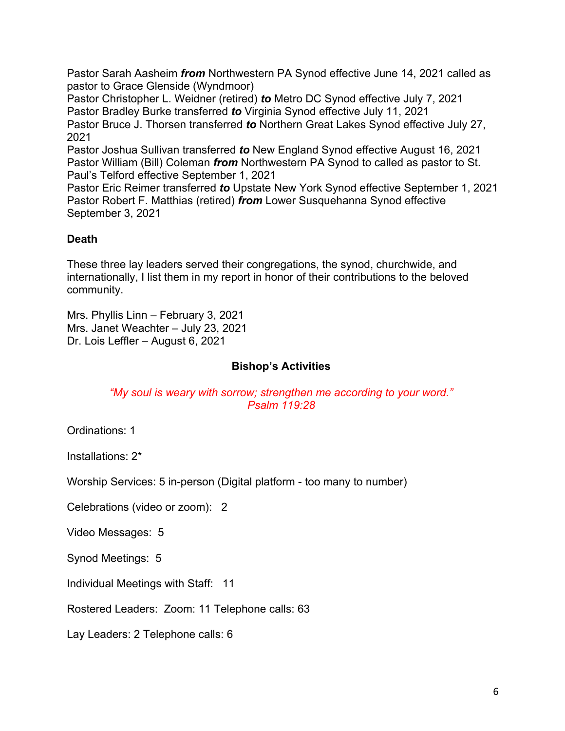Pastor Sarah Aasheim ***from*** Northwestern PA Synod effective June 14, 2021 called as pastor to Grace Glenside (Wyndmoor)
Pastor Christopher L. Weidner (retired) ***to*** Metro DC Synod effective July 7, 2021
Pastor Bradley Burke transferred ***to*** Virginia Synod effective July 11, 2021
Pastor Bruce J. Thorsen transferred ***to*** Northern Great Lakes Synod effective July 27, 2021
Pastor Joshua Sullivan transferred ***to*** New England Synod effective August 16, 2021
Pastor William (Bill) Coleman ***from*** Northwestern PA Synod to called as pastor to St. Paul's Telford effective September 1, 2021
Pastor Eric Reimer transferred ***to*** Upstate New York Synod effective September 1, 2021
Pastor Robert F. Matthias (retired) ***from*** Lower Susquehanna Synod effective September 3, 2021

**Death**

These three lay leaders served their congregations, the synod, churchwide, and internationally, I list them in my report in honor of their contributions to the beloved community.

Mrs. Phyllis Linn – February 3, 2021
Mrs. Janet Weachter – July 23, 2021
Dr. Lois Leffler – August 6, 2021

## Bishop's Activities

*"My soul is weary with sorrow; strengthen me according to your word."*
*Psalm 119:28*

Ordinations: 1

Installations: 2*

Worship Services: 5 in-person (Digital platform - too many to number)

Celebrations (video or zoom): 2

Video Messages: 5

Synod Meetings: 5

Individual Meetings with Staff: 11

Rostered Leaders: Zoom: 11 Telephone calls: 63

Lay Leaders: 2 Telephone calls: 6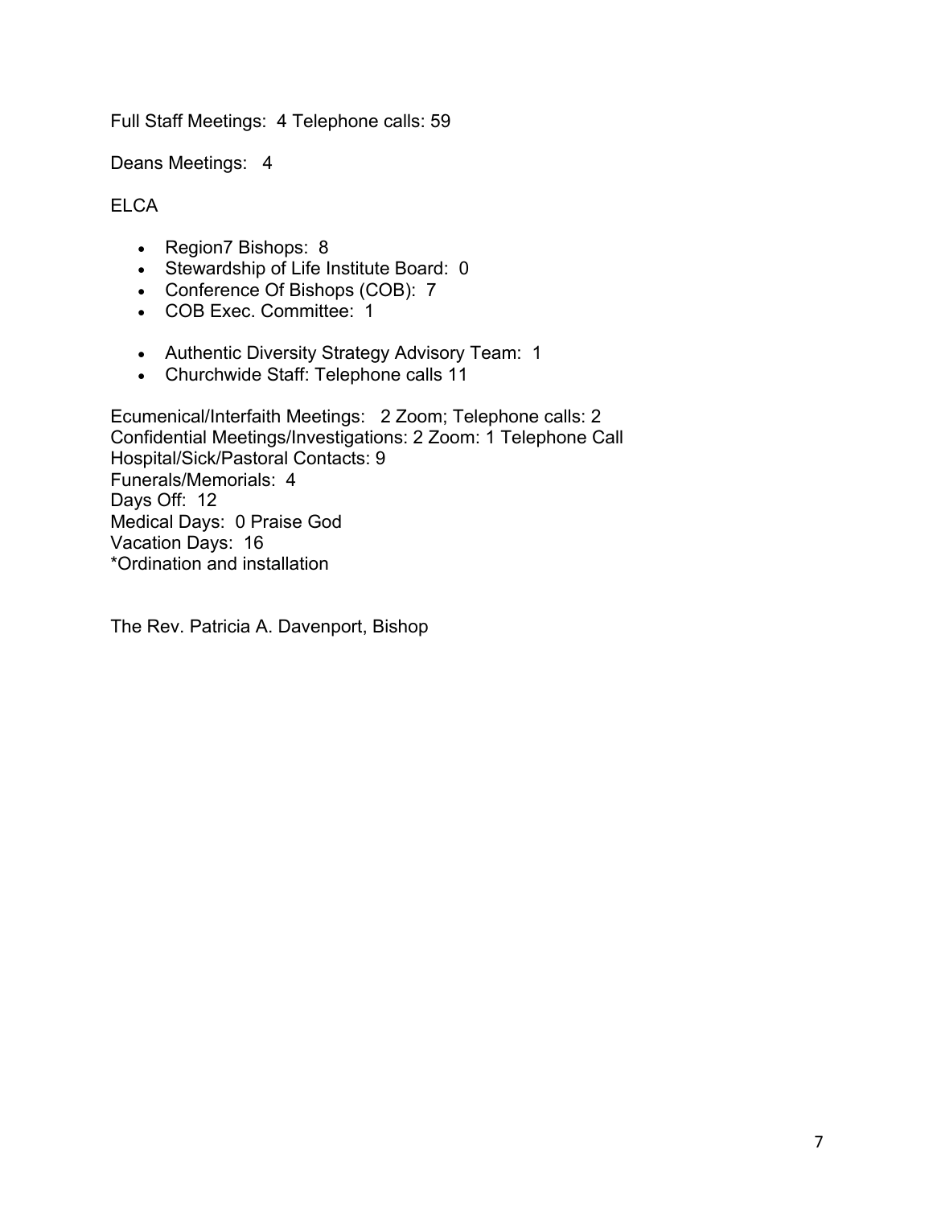Full Staff Meetings: 4 Telephone calls: 59

Deans Meetings: 4

ELCA

- Region7 Bishops: 8
- Stewardship of Life Institute Board: 0
- Conference Of Bishops (COB): 7
- COB Exec. Committee: 1

- Authentic Diversity Strategy Advisory Team: 1
- Churchwide Staff: Telephone calls 11

Ecumenical/Interfaith Meetings: 2 Zoom; Telephone calls: 2
Confidential Meetings/Investigations: 2 Zoom: 1 Telephone Call
Hospital/Sick/Pastoral Contacts: 9
Funerals/Memorials: 4
Days Off: 12
Medical Days: 0 Praise God
Vacation Days: 16
*Ordination and installation

The Rev. Patricia A. Davenport, Bishop